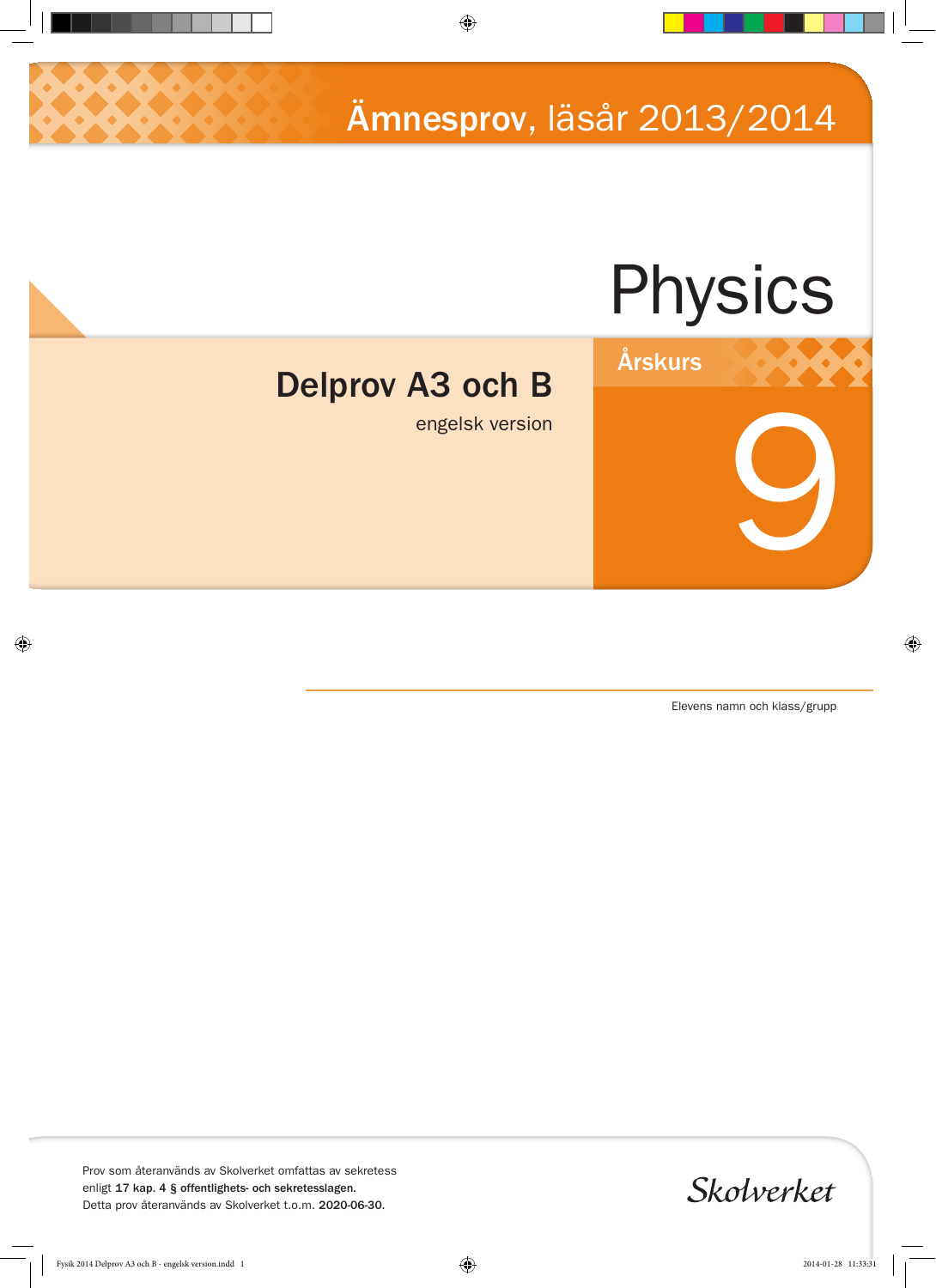# Ämnesprov, läsår 2013/2014

# Physics

## Delprov A3 och B

engelsk version

Årskurs

9

Elevens namn och klass/grupp

Prov som återanvänds av Skolverket omfattas av sekretess enligt **17 kap. 4 § offentlighets- och sekretesslagen.**
Detta prov återanvänds av Skolverket t.o.m. **2020-06-30.**

Skolverket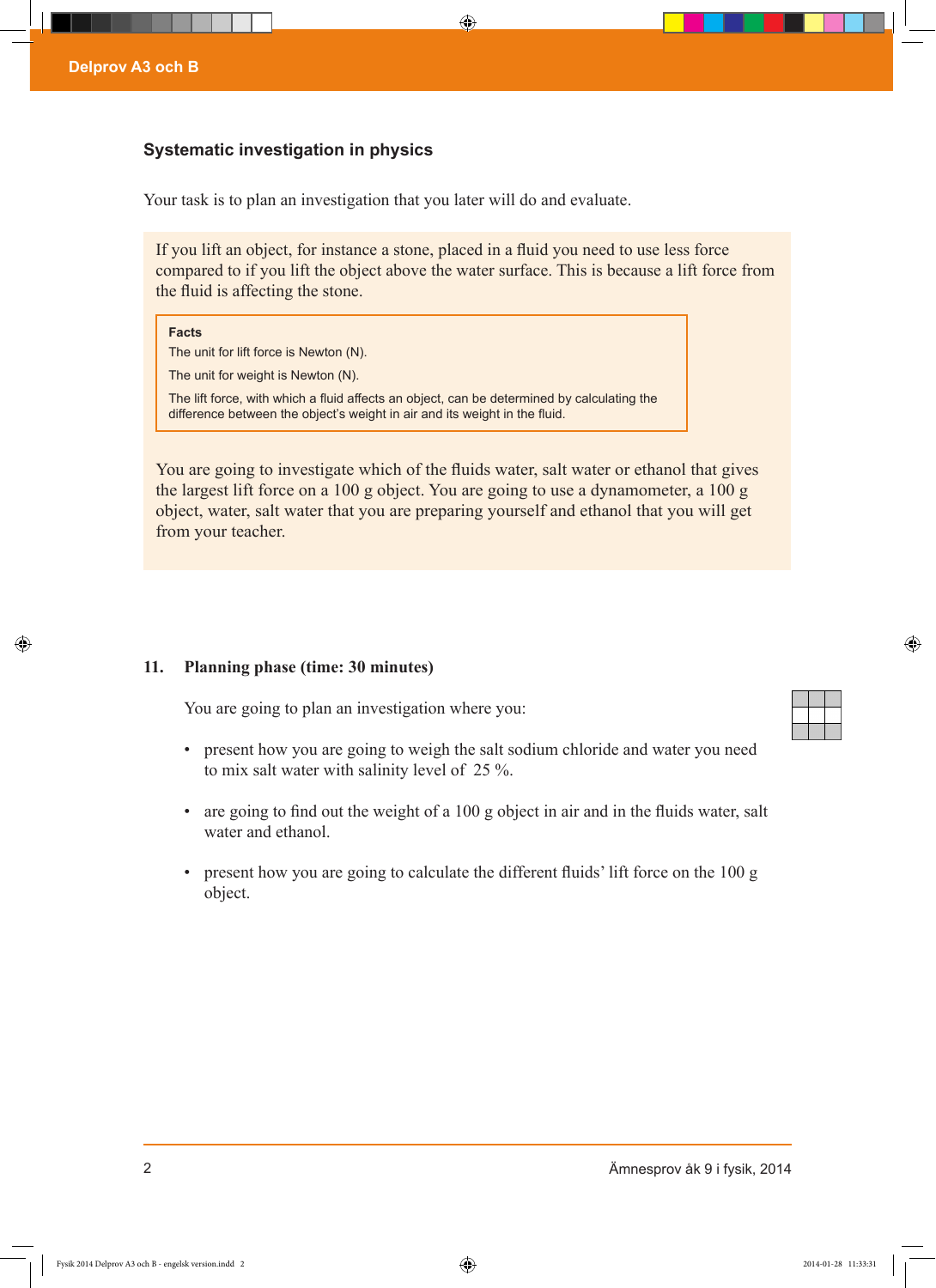### Systematic investigation in physics

Your task is to plan an investigation that you later will do and evaluate.

If you lift an object, for instance a stone, placed in a fluid you need to use less force compared to if you lift the object above the water surface. This is because a lift force from the fluid is affecting the stone.

> **Facts**
>
> The unit for lift force is Newton (N).
>
> The unit for weight is Newton (N).
>
> The lift force, with which a fluid affects an object, can be determined by calculating the difference between the object's weight in air and its weight in the fluid.

You are going to investigate which of the fluids water, salt water or ethanol that gives the largest lift force on a 100 g object. You are going to use a dynamometer, a 100 g object, water, salt water that you are preparing yourself and ethanol that you will get from your teacher.

**11. Planning phase (time: 30 minutes)**

You are going to plan an investigation where you:

- present how you are going to weigh the salt sodium chloride and water you need to mix salt water with salinity level of 25 %.
- are going to find out the weight of a 100 g object in air and in the fluids water, salt water and ethanol.
- present how you are going to calculate the different fluids' lift force on the 100 g object.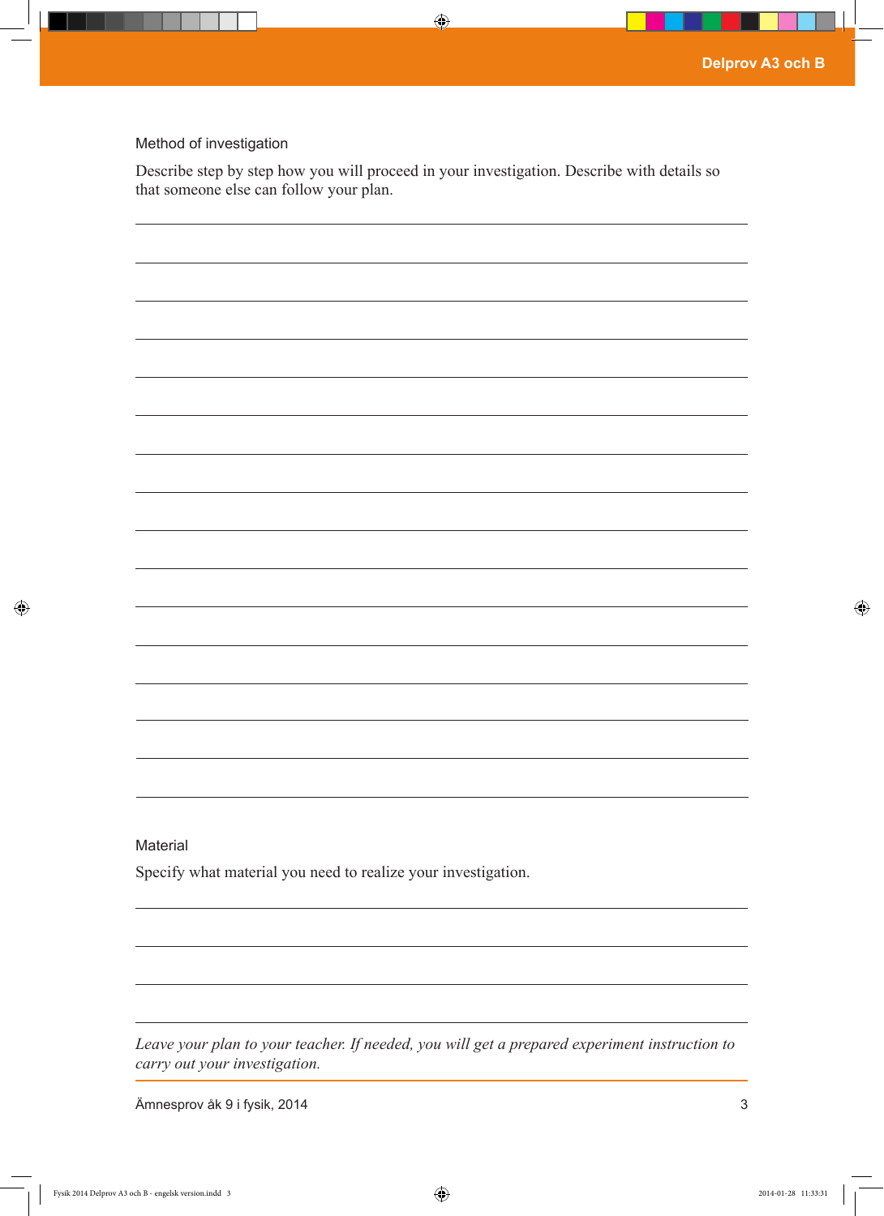Method of investigation

Describe step by step how you will proceed in your investigation. Describe with details so that someone else can follow your plan.

Material

Specify what material you need to realize your investigation.

*Leave your plan to your teacher. If needed, you will get a prepared experiment instruction to carry out your investigation.*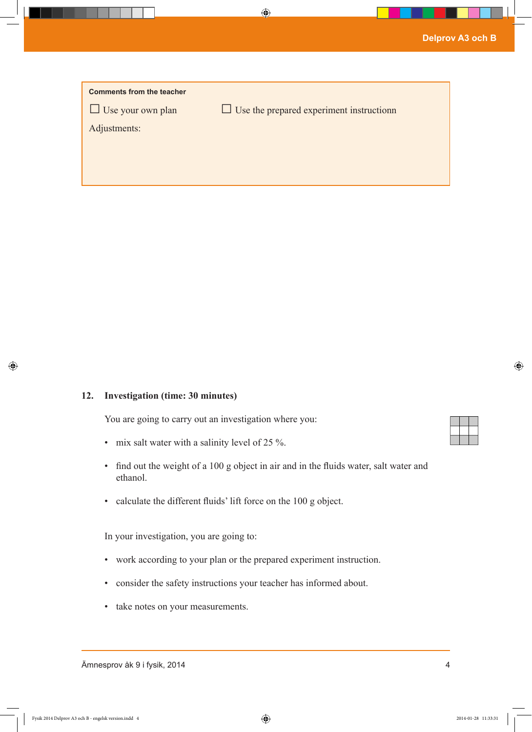**Comments from the teacher**

☐ Use your own plan ☐ Use the prepared experiment instructionn

Adjustments:

**12. Investigation (time: 30 minutes)**

You are going to carry out an investigation where you:

- mix salt water with a salinity level of 25 %.
- find out the weight of a 100 g object in air and in the fluids water, salt water and ethanol.
- calculate the different fluids' lift force on the 100 g object.

In your investigation, you are going to:

- work according to your plan or the prepared experiment instruction.
- consider the safety instructions your teacher has informed about.
- take notes on your measurements.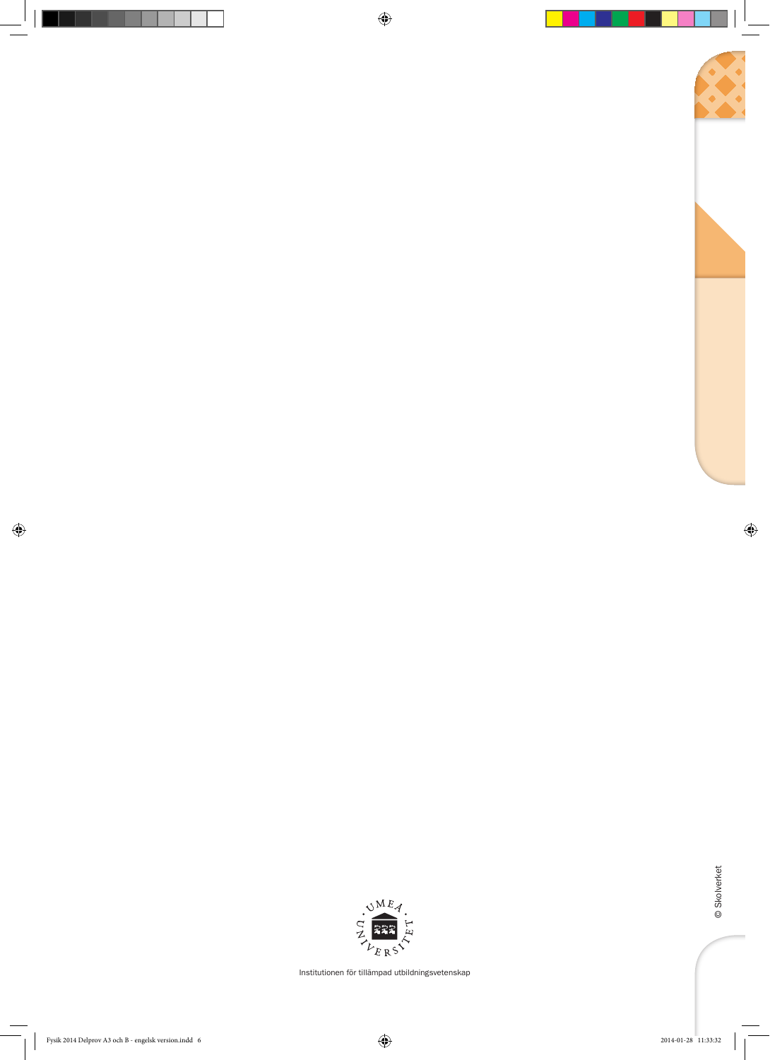UMEÅ UNIVERSITET

Institutionen för tillämpad utbildningsvetenskap

© Skolverket